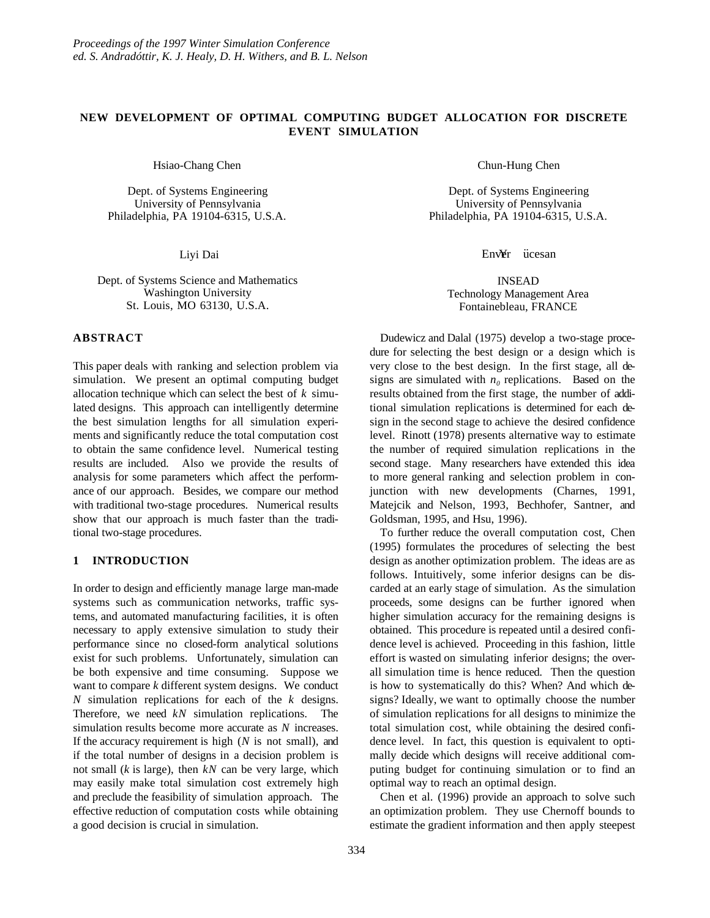# NEW DEVELOPMENT OF OPTIMAL COMPUTING BUDGET ALLOCATION FOR DISCRETE EVENT SIMULATION

Hsiao-Chang Chen

Dept. of Systems Engineering
University of Pennsylvania
Philadelphia, PA 19104-6315, U.S.A.

Chun-Hung Chen

Dept. of Systems Engineering
University of Pennsylvania
Philadelphia, PA 19104-6315, U.S.A.

Liyi Dai

Dept. of Systems Science and Mathematics
Washington University
St. Louis, MO 63130, U.S.A.

Enver Yücesan

INSEAD
Technology Management Area
Fontainebleau, FRANCE

## ABSTRACT

This paper deals with ranking and selection problem via simulation. We present an optimal computing budget allocation technique which can select the best of $k$ simulated designs. This approach can intelligently determine the best simulation lengths for all simulation experiments and significantly reduce the total computation cost to obtain the same confidence level. Numerical testing results are included. Also we provide the results of analysis for some parameters which affect the performance of our approach. Besides, we compare our method with traditional two-stage procedures. Numerical results show that our approach is much faster than the traditional two-stage procedures.

## 1 INTRODUCTION

In order to design and efficiently manage large man-made systems such as communication networks, traffic systems, and automated manufacturing facilities, it is often necessary to apply extensive simulation to study their performance since no closed-form analytical solutions exist for such problems. Unfortunately, simulation can be both expensive and time consuming. Suppose we want to compare $k$ different system designs. We conduct $N$ simulation replications for each of the $k$ designs. Therefore, we need $kN$ simulation replications. The simulation results become more accurate as $N$ increases. If the accuracy requirement is high ($N$ is not small), and if the total number of designs in a decision problem is not small ($k$ is large), then $kN$ can be very large, which may easily make total simulation cost extremely high and preclude the feasibility of simulation approach. The effective reduction of computation costs while obtaining a good decision is crucial in simulation.

Dudewicz and Dalal (1975) develop a two-stage procedure for selecting the best design or a design which is very close to the best design. In the first stage, all designs are simulated with $n_0$ replications. Based on the results obtained from the first stage, the number of additional simulation replications is determined for each design in the second stage to achieve the desired confidence level. Rinott (1978) presents alternative way to estimate the number of required simulation replications in the second stage. Many researchers have extended this idea to more general ranking and selection problem in conjunction with new developments (Charnes, 1991, Matejcik and Nelson, 1993, Bechhofer, Santner, and Goldsman, 1995, and Hsu, 1996).

To further reduce the overall computation cost, Chen (1995) formulates the procedures of selecting the best design as another optimization problem. The ideas are as follows. Intuitively, some inferior designs can be discarded at an early stage of simulation. As the simulation proceeds, some designs can be further ignored when higher simulation accuracy for the remaining designs is obtained. This procedure is repeated until a desired confidence level is achieved. Proceeding in this fashion, little effort is wasted on simulating inferior designs; the overall simulation time is hence reduced. Then the question is how to systematically do this? When? And which designs? Ideally, we want to optimally choose the number of simulation replications for all designs to minimize the total simulation cost, while obtaining the desired confidence level. In fact, this question is equivalent to optimally decide which designs will receive additional computing budget for continuing simulation or to find an optimal way to reach an optimal design.

Chen et al. (1996) provide an approach to solve such an optimization problem. They use Chernoff bounds to estimate the gradient information and then apply steepest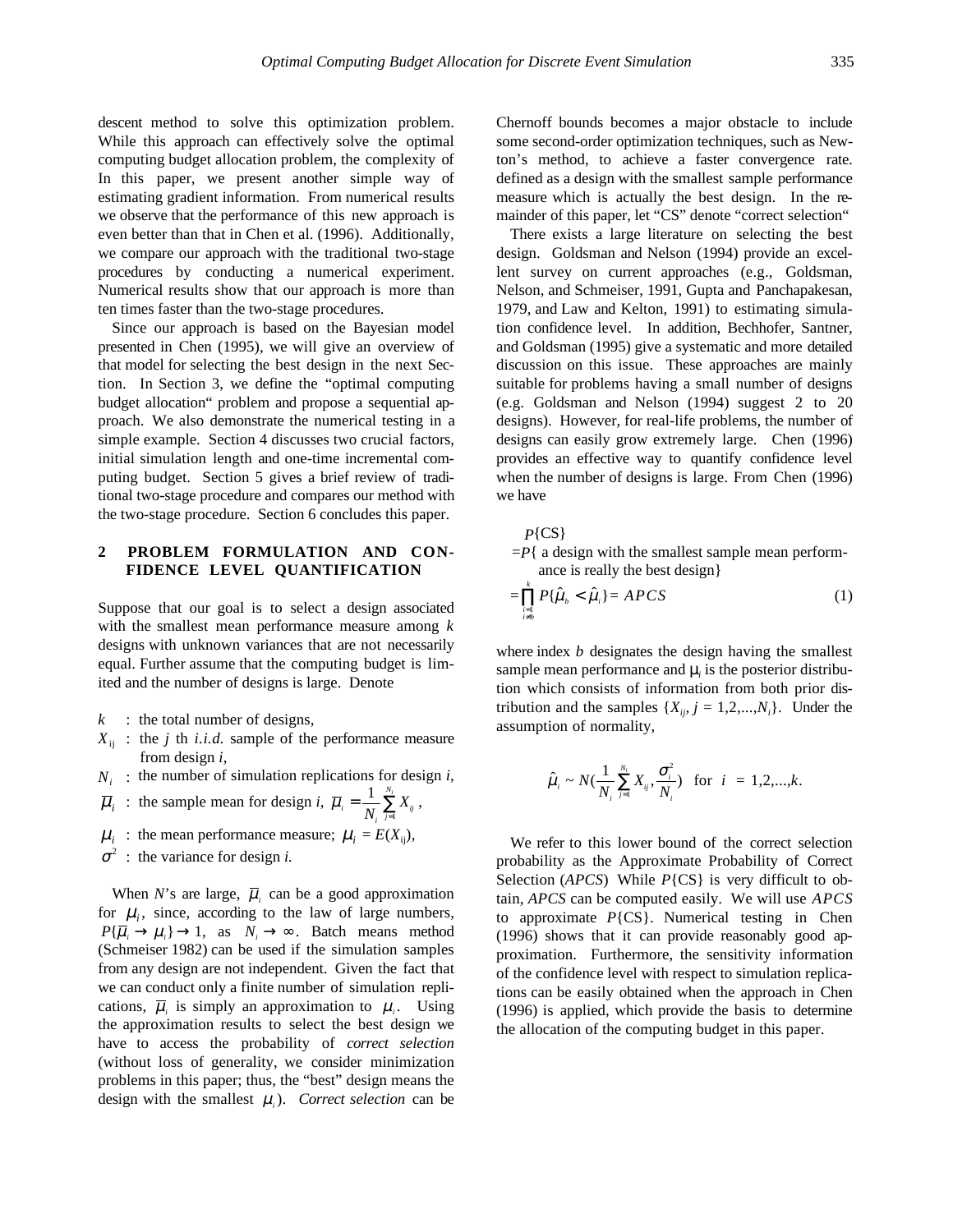descent method to solve this optimization problem. While this approach can effectively solve the optimal computing budget allocation problem, the complexity of Chernoff bounds becomes a major obstacle to include some second-order optimization techniques, such as Newton's method, to achieve a faster convergence rate. In this paper, we present another simple way of estimating gradient information. From numerical results we observe that the performance of this new approach is even better than that in Chen et al. (1996). Additionally, we compare our approach with the traditional two-stage procedures by conducting a numerical experiment. Numerical results show that our approach is more than ten times faster than the two-stage procedures.

Since our approach is based on the Bayesian model presented in Chen (1995), we will give an overview of that model for selecting the best design in the next Section. In Section 3, we define the "optimal computing budget allocation" problem and propose a sequential approach. We also demonstrate the numerical testing in a simple example. Section 4 discusses two crucial factors, initial simulation length and one-time incremental computing budget. Section 5 gives a brief review of traditional two-stage procedure and compares our method with the two-stage procedure. Section 6 concludes this paper.

## 2 PROBLEM FORMULATION AND CONFIDENCE LEVEL QUANTIFICATION

Suppose that our goal is to select a design associated with the smallest mean performance measure among $k$ designs with unknown variances that are not necessarily equal. Further assume that the computing budget is limited and the number of designs is large. Denote

- $k$ : the total number of designs,
- $X_{ij}$ : the $j$ th *i.i.d.* sample of the performance measure from design $i$,
- $N_i$ : the number of simulation replications for design $i$,
- $\bar{\mu}_i$ : the sample mean for design $i$, $\bar{\mu}_i = \frac{1}{N_i}\sum_{j=1}^{N_i} X_{ij}$ ,
- $\mu_i$ : the mean performance measure; $\mu_i = E(X_{ij})$,
- $\sigma^2$ : the variance for design $i$.

When $N$'s are large, $\bar{\mu}_i$ can be a good approximation for $\mu_i$, since, according to the law of large numbers, $P\{\bar{\mu}_i \to \mu_i\} \to 1$, as $N_i \to \infty$. Batch means method (Schmeiser 1982) can be used if the simulation samples from any design are not independent. Given the fact that we can conduct only a finite number of simulation replications, $\bar{\mu}_i$ is simply an approximation to $\mu_i$. Using the approximation results to select the best design we have to access the probability of *correct selection* (without loss of generality, we consider minimization problems in this paper; thus, the "best" design means the design with the smallest $\mu_i$). *Correct selection* can be defined as a design with the smallest sample performance measure which is actually the best design. In the remainder of this paper, let "CS" denote "correct selection"

There exists a large literature on selecting the best design. Goldsman and Nelson (1994) provide an excellent survey on current approaches (e.g., Goldsman, Nelson, and Schmeiser, 1991, Gupta and Panchapakesan, 1979, and Law and Kelton, 1991) to estimating simulation confidence level. In addition, Bechhofer, Santner, and Goldsman (1995) give a systematic and more detailed discussion on this issue. These approaches are mainly suitable for problems having a small number of designs (e.g. Goldsman and Nelson (1994) suggest 2 to 20 designs). However, for real-life problems, the number of designs can easily grow extremely large. Chen (1996) provides an effective way to quantify confidence level when the number of designs is large. From Chen (1996) we have

$$
\begin{aligned}
&P\{\text{CS}\} \\
&= P\{\text{ a design with the smallest sample mean performance is really the best design}\} \\
&= \prod_{\substack{i=1 \\ i \neq b}}^{k} P\{\hat{\mu}_b < \hat{\mu}_i\} = APCS \qquad (1)
\end{aligned}
$$

where index $b$ designates the design having the smallest sample mean performance and $\mu_i$ is the posterior distribution which consists of information from both prior distribution and the samples $\{X_{ij}, j = 1,2,...,N_i\}$. Under the assumption of normality,

$$
\hat{\mu}_i \sim N\left(\frac{1}{N_i}\sum_{j=1}^{N_i} X_{ij}, \frac{\sigma_i^2}{N_i}\right) \quad \text{for} \quad i = 1,2,...,k.
$$

We refer to this lower bound of the correct selection probability as the Approximate Probability of Correct Selection (*APCS*) While $P$\{CS\} is very difficult to obtain, *APCS* can be computed easily. We will use *APCS* to approximate $P$\{CS\}. Numerical testing in Chen (1996) shows that it can provide reasonably good approximation. Furthermore, the sensitivity information of the confidence level with respect to simulation replications can be easily obtained when the approach in Chen (1996) is applied, which provide the basis to determine the allocation of the computing budget in this paper.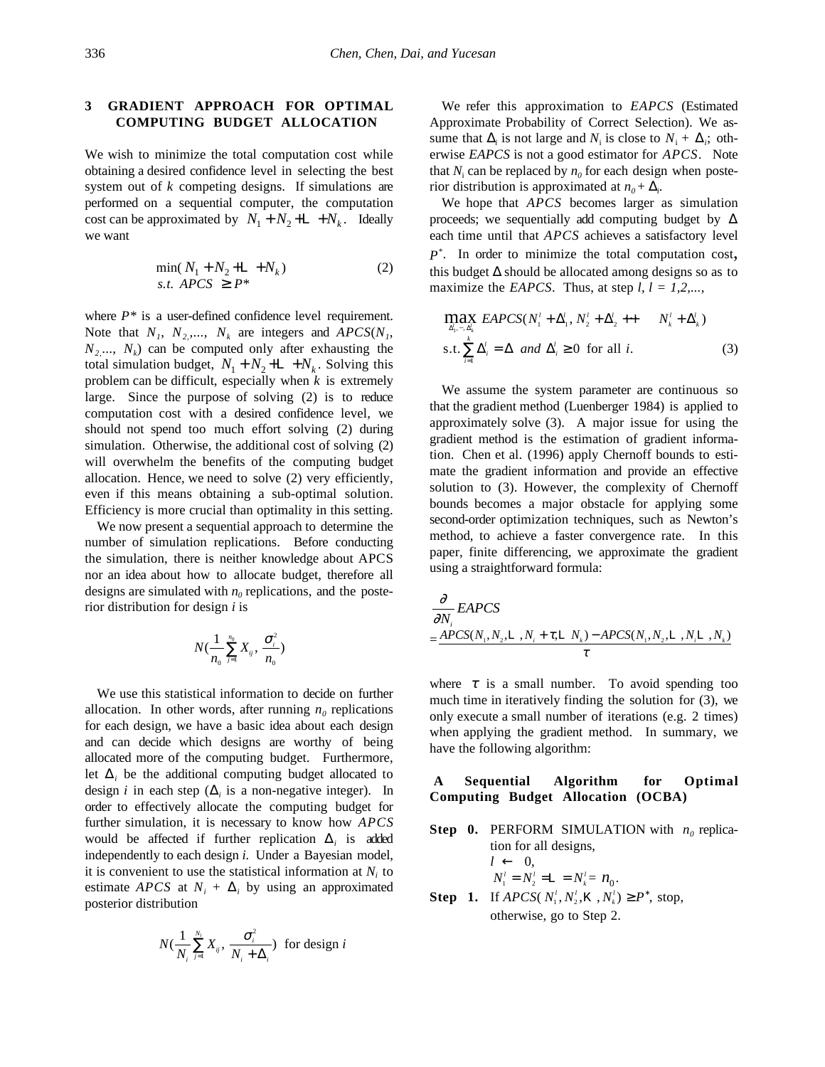## 3 GRADIENT APPROACH FOR OPTIMAL COMPUTING BUDGET ALLOCATION

We wish to minimize the total computation cost while obtaining a desired confidence level in selecting the best system out of $k$ competing designs. If simulations are performed on a sequential computer, the computation cost can be approximated by $N_1 + N_2 + \cdots + N_k$. Ideally we want

$$\min(N_1 + N_2 + \cdots + N_k) \quad (2)$$
$$s.t.\ APCS \geq P^*$$

where $P^*$ is a user-defined confidence level requirement. Note that $N_1$, $N_2$,..., $N_k$ are integers and $APCS(N_1, N_2,..., N_k)$ can be computed only after exhausting the total simulation budget, $N_1 + N_2 + \cdots + N_k$. Solving this problem can be difficult, especially when $k$ is extremely large. Since the purpose of solving (2) is to reduce computation cost with a desired confidence level, we should not spend too much effort solving (2) during simulation. Otherwise, the additional cost of solving (2) will overwhelm the benefits of the computing budget allocation. Hence, we need to solve (2) very efficiently, even if this means obtaining a sub-optimal solution. Efficiency is more crucial than optimality in this setting.

We now present a sequential approach to determine the number of simulation replications. Before conducting the simulation, there is neither knowledge about APCS nor an idea about how to allocate budget, therefore all designs are simulated with $n_0$ replications, and the posterior distribution for design $i$ is

$$N\left(\frac{1}{n_0}\sum_{j=1}^{n_0} X_{ij}, \frac{\sigma_i^2}{n_0}\right)$$

We use this statistical information to decide on further allocation. In other words, after running $n_0$ replications for each design, we have a basic idea about each design and can decide which designs are worthy of being allocated more of the computing budget. Furthermore, let $\Delta_i$ be the additional computing budget allocated to design $i$ in each step ($\Delta_i$ is a non-negative integer). In order to effectively allocate the computing budget for further simulation, it is necessary to know how *APCS* would be affected if further replication $\Delta_i$ is added independently to each design $i$. Under a Bayesian model, it is convenient to use the statistical information at $N_i$ to estimate *APCS* at $N_i + \Delta_i$ by using an approximated posterior distribution

$$N\left(\frac{1}{N_i}\sum_{j=1}^{N_i} X_{ij}, \frac{\sigma_i^2}{N_i + \Delta_i}\right) \text{ for design } i$$

We refer this approximation to *EAPCS* (Estimated Approximate Probability of Correct Selection). We assume that $\Delta_i$ is not large and $N_i$ is close to $N_i + \Delta_i$; otherwise *EAPCS* is not a good estimator for *APCS*. Note that $N_i$ can be replaced by $n_0$ for each design when posterior distribution is approximated at $n_0 + \Delta_i$.

We hope that *APCS* becomes larger as simulation proceeds; we sequentially add computing budget by $\Delta$ each time until that *APCS* achieves a satisfactory level $P^*$. In order to minimize the total computation cost, this budget $\Delta$ should be allocated among designs so as to maximize the *EAPCS*. Thus, at step $l$, $l = 1,2,...,$

$$\max_{\Delta_1^l,\cdots,\Delta_k^l} EAPCS(N_1^l + \Delta_1^l, N_2^l + \Delta_2^l + \cdots + N_k^l + \Delta_k^l)$$
$$\text{s.t.} \sum_{i=1}^{k} \Delta_i^l = \Delta \text{ and } \Delta_i^l \geq 0 \text{ for all } i. \quad (3)$$

We assume the system parameter are continuous so that the gradient method (Luenberger 1984) is applied to approximately solve (3). A major issue for using the gradient method is the estimation of gradient information. Chen et al. (1996) apply Chernoff bounds to estimate the gradient information and provide an effective solution to (3). However, the complexity of Chernoff bounds becomes a major obstacle for applying some second-order optimization techniques, such as Newton's method, to achieve a faster convergence rate. In this paper, finite differencing, we approximate the gradient using a straightforward formula:

$$\frac{\partial}{\partial N_i} EAPCS = \frac{APCS(N_1, N_2, \cdots, N_i + \tau, \cdots N_k) - APCS(N_1, N_2, \cdots, N_i \cdots, N_k)}{\tau}$$

where $\tau$ is a small number. To avoid spending too much time in iteratively finding the solution for (3), we only execute a small number of iterations (e.g. 2 times) when applying the gradient method. In summary, we have the following algorithm:

**A Sequential Algorithm for Optimal Computing Budget Allocation (OCBA)**

**Step 0.** PERFORM SIMULATION with $n_0$ replication for all designs,
$l \leftarrow 0$,
$N_1^l = N_2^l = \cdots = N_k^l = n_0$.

**Step 1.** If $APCS(N_1^l, N_2^l, \ldots, N_k^l) \geq P^*$, stop, otherwise, go to Step 2.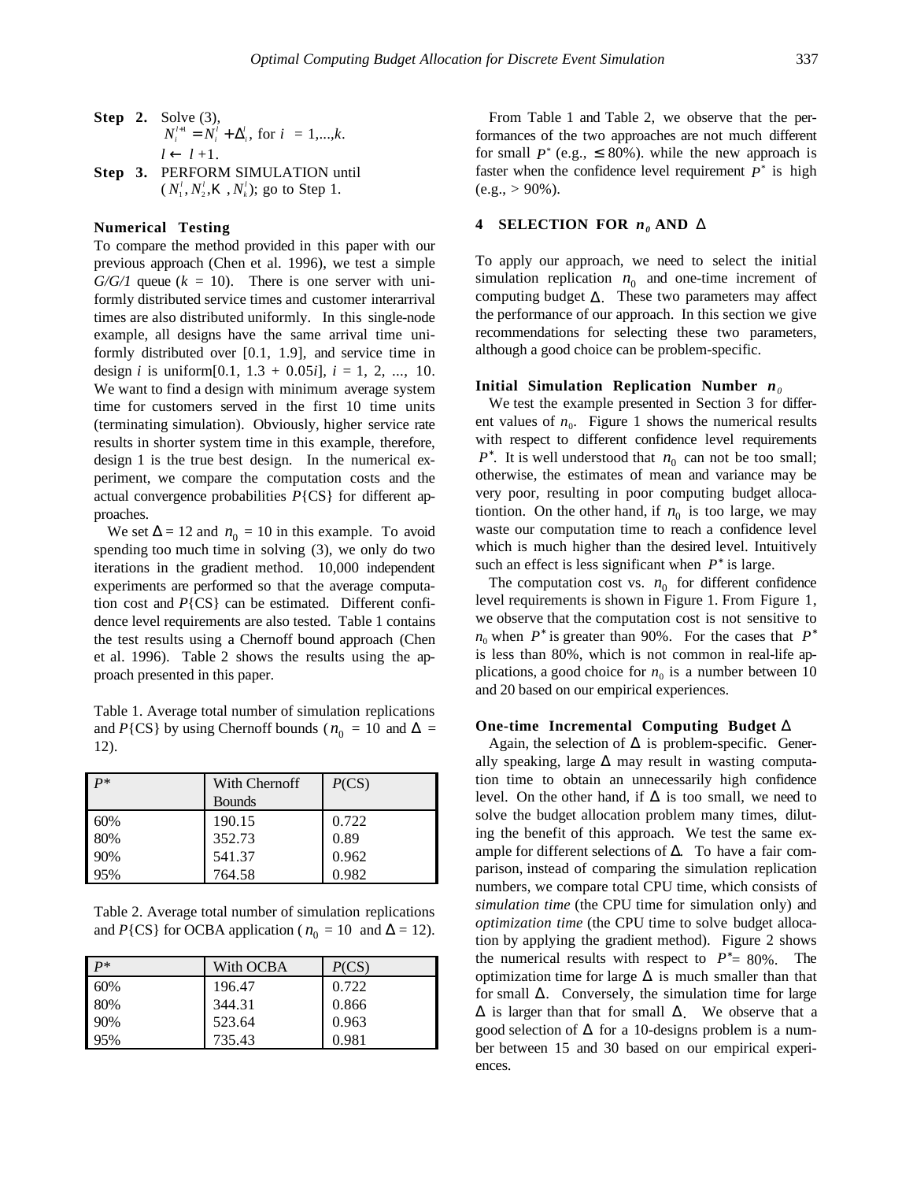**Step 2.** Solve (3),
$N_i^{l+1} = N_i^l + \Delta_i^l$, for $i = 1,...,k$.
$l \leftarrow l + 1$.

**Step 3.** PERFORM SIMULATION until $(N_1^l, N_2^l, \ldots, N_k^l)$; go to Step 1.

### Numerical Testing

To compare the method provided in this paper with our previous approach (Chen et al. 1996), we test a simple *G/G/1* queue ($k = 10$). There is one server with uniformly distributed service times and customer interarrival times are also distributed uniformly. In this single-node example, all designs have the same arrival time uniformly distributed over [0.1, 1.9], and service time in design $i$ is uniform[0.1, 1.3 + 0.05$i$], $i = 1, 2, ..., 10$. We want to find a design with minimum average system time for customers served in the first 10 time units (terminating simulation). Obviously, higher service rate results in shorter system time in this example, therefore, design 1 is the true best design. In the numerical experiment, we compare the computation costs and the actual convergence probabilities $P\{CS\}$ for different approaches.

We set $\Delta = 12$ and $n_0 = 10$ in this example. To avoid spending too much time in solving (3), we only do two iterations in the gradient method. 10,000 independent experiments are performed so that the average computation cost and $P\{CS\}$ can be estimated. Different confidence level requirements are also tested. Table 1 contains the test results using a Chernoff bound approach (Chen et al. 1996). Table 2 shows the results using the approach presented in this paper.

Table 1. Average total number of simulation replications and $P\{CS\}$ by using Chernoff bounds ($n_0 = 10$ and $\Delta = 12$).

| $P^*$ | With Chernoff Bounds | $P$(CS) |
|---|---|---|
| 60% | 190.15 | 0.722 |
| 80% | 352.73 | 0.89 |
| 90% | 541.37 | 0.962 |
| 95% | 764.58 | 0.982 |

Table 2. Average total number of simulation replications and $P\{CS\}$ for OCBA application ($n_0 = 10$ and $\Delta = 12$).

| $P^*$ | With OCBA | $P$(CS) |
|---|---|---|
| 60% | 196.47 | 0.722 |
| 80% | 344.31 | 0.866 |
| 90% | 523.64 | 0.963 |
| 95% | 735.43 | 0.981 |

From Table 1 and Table 2, we observe that the performances of the two approaches are not much different for small $P^*$ (e.g., $\leq 80\%$). while the new approach is faster when the confidence level requirement $P^*$ is high (e.g., > 90%).

## 4 SELECTION FOR $n_0$ AND $\Delta$

To apply our approach, we need to select the initial simulation replication $n_0$ and one-time increment of computing budget $\Delta$. These two parameters may affect the performance of our approach. In this section we give recommendations for selecting these two parameters, although a good choice can be problem-specific.

### Initial Simulation Replication Number $n_0$

We test the example presented in Section 3 for different values of $n_0$. Figure 1 shows the numerical results with respect to different confidence level requirements $P^*$. It is well understood that $n_0$ can not be too small; otherwise, the estimates of mean and variance may be very poor, resulting in poor computing budget allocationtion. On the other hand, if $n_0$ is too large, we may waste our computation time to reach a confidence level which is much higher than the desired level. Intuitively such an effect is less significant when $P^*$ is large.

The computation cost vs. $n_0$ for different confidence level requirements is shown in Figure 1. From Figure 1, we observe that the computation cost is not sensitive to $n_0$ when $P^*$ is greater than 90%. For the cases that $P^*$ is less than 80%, which is not common in real-life applications, a good choice for $n_0$ is a number between 10 and 20 based on our empirical experiences.

### One-time Incremental Computing Budget $\Delta$

Again, the selection of $\Delta$ is problem-specific. Generally speaking, large $\Delta$ may result in wasting computation time to obtain an unnecessarily high confidence level. On the other hand, if $\Delta$ is too small, we need to solve the budget allocation problem many times, diluting the benefit of this approach. We test the same example for different selections of $\Delta$. To have a fair comparison, instead of comparing the simulation replication numbers, we compare total CPU time, which consists of *simulation time* (the CPU time for simulation only) and *optimization time* (the CPU time to solve budget allocation by applying the gradient method). Figure 2 shows the numerical results with respect to $P^* = 80\%$. The optimization time for large $\Delta$ is much smaller than that for small $\Delta$. Conversely, the simulation time for large $\Delta$ is larger than that for small $\Delta$. We observe that a good selection of $\Delta$ for a 10-designs problem is a number between 15 and 30 based on our empirical experiences.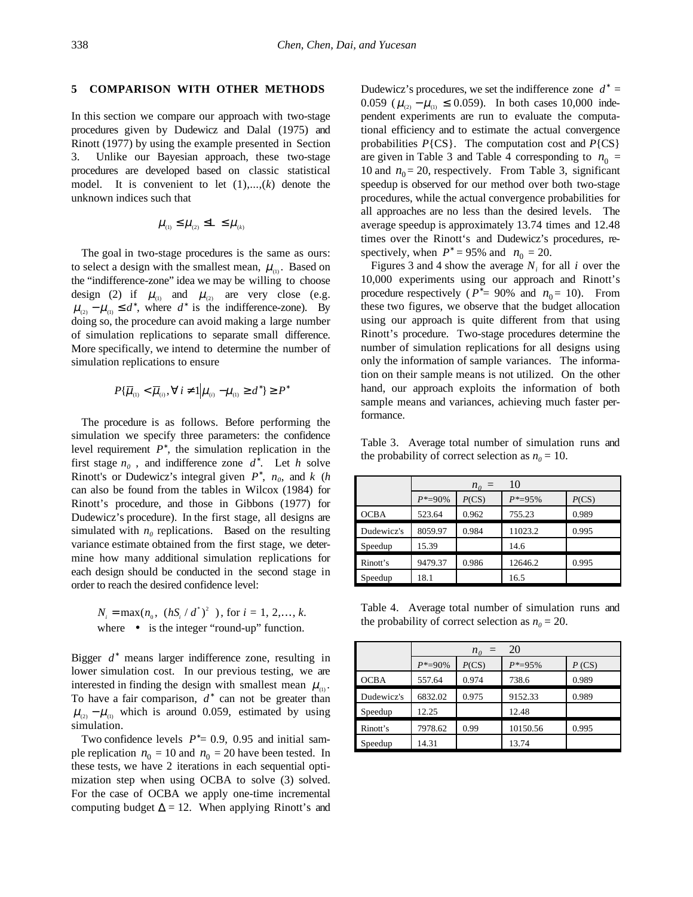## 5 COMPARISON WITH OTHER METHODS

In this section we compare our approach with two-stage procedures given by Dudewicz and Dalal (1975) and Rinott (1977) by using the example presented in Section 3. Unlike our Bayesian approach, these two-stage procedures are developed based on classic statistical model. It is convenient to let (1),...,(k) denote the unknown indices such that

$$\mu_{(1)} \le \mu_{(2)} \le \ldots \le \mu_{(k)}$$

The goal in two-stage procedures is the same as ours: to select a design with the smallest mean, $\mu_{(1)}$. Based on the "indifference-zone" idea we may be willing to choose design (2) if $\mu_{(1)}$ and $\mu_{(2)}$ are very close (e.g. $\mu_{(2)} - \mu_{(1)} \le d^*$, where $d^*$ is the indifference-zone). By doing so, the procedure can avoid making a large number of simulation replications to separate small difference. More specifically, we intend to determine the number of simulation replications to ensure

$$P\{\overline{\mu}_{(1)} < \overline{\mu}_{(i)}, \forall\, i \ne 1 \,|\, \mu_{(i)} - \mu_{(1)} \ge d^*\} \ge P^*$$

The procedure is as follows. Before performing the simulation we specify three parameters: the confidence level requirement $P^*$, the simulation replication in the first stage $n_0$, and indifference zone $d^*$. Let $h$ solve Rinott's or Dudewicz's integral given $P^*$, $n_0$, and $k$ ($h$ can also be found from the tables in Wilcox (1984) for Rinott's procedure, and those in Gibbons (1977) for Dudewicz's procedure). In the first stage, all designs are simulated with $n_0$ replications. Based on the resulting variance estimate obtained from the first stage, we determine how many additional simulation replications for each design should be conducted in the second stage in order to reach the desired confidence level:

$$N_i = \max(n_0,\ \lceil (hS_i / d^*)^2 \rceil), \text{ for } i = 1, 2, \ldots, k.$$

where $\lceil \bullet \rceil$ is the integer "round-up" function.

Bigger $d^*$ means larger indifference zone, resulting in lower simulation cost. In our previous testing, we are interested in finding the design with smallest mean $\mu_{(1)}$. To have a fair comparison, $d^*$ can not be greater than $\mu_{(2)} - \mu_{(1)}$ which is around 0.059, estimated by using simulation.

Two confidence levels $P^*$= 0.9, 0.95 and initial sample replication $n_0$ = 10 and $n_0$ = 20 have been tested. In these tests, we have 2 iterations in each sequential optimization step when using OCBA to solve (3) solved. For the case of OCBA we apply one-time incremental computing budget $\Delta$ = 12. When applying Rinott's and Dudewicz's procedures, we set the indifference zone $d^*$ = 0.059 ($\mu_{(2)} - \mu_{(1)} \le$ 0.059). In both cases 10,000 independent experiments are run to evaluate the computational efficiency and to estimate the actual convergence probabilities $P$\{CS\}. The computation cost and $P$\{CS\} are given in Table 3 and Table 4 corresponding to $n_0$ = 10 and $n_0$ = 20, respectively. From Table 3, significant speedup is observed for our method over both two-stage procedures, while the actual convergence probabilities for all approaches are no less than the desired levels. The average speedup is approximately 13.74 times and 12.48 times over the Rinott's and Dudewicz's procedures, respectively, when $P^*$ = 95% and $n_0$ = 20.

Figures 3 and 4 show the average $N_i$ for all $i$ over the 10,000 experiments using our approach and Rinott's procedure respectively ($P^*$= 90% and $n_0$= 10). From these two figures, we observe that the budget allocation using our approach is quite different from that using Rinott's procedure. Two-stage procedures determine the number of simulation replications for all designs using only the information of sample variances. The information on their sample means is not utilized. On the other hand, our approach exploits the information of both sample means and variances, achieving much faster performance.

Table 3. Average total number of simulation runs and the probability of correct selection as $n_0$ = 10.

| | $n_0$ = 10 | | | |
|---|---|---|---|---|
| | $P^*$=90% | $P$(CS) | $P^*$=95% | $P$(CS) |
| OCBA | 523.64 | 0.962 | 755.23 | 0.989 |
| Dudewicz's | 8059.97 | 0.984 | 11023.2 | 0.995 |
| Speedup | 15.39 | | 14.6 | |
| Rinott's | 9479.37 | 0.986 | 12646.2 | 0.995 |
| Speedup | 18.1 | | 16.5 | |

Table 4. Average total number of simulation runs and the probability of correct selection as $n_0$ = 20.

| | $n_0$ = 20 | | | |
|---|---|---|---|---|
| | $P^*$=90% | $P$(CS) | $P^*$=95% | $P$ (CS) |
| OCBA | 557.64 | 0.974 | 738.6 | 0.989 |
| Dudewicz's | 6832.02 | 0.975 | 9152.33 | 0.989 |
| Speedup | 12.25 | | 12.48 | |
| Rinott's | 7978.62 | 0.99 | 10150.56 | 0.995 |
| Speedup | 14.31 | | 13.74 | |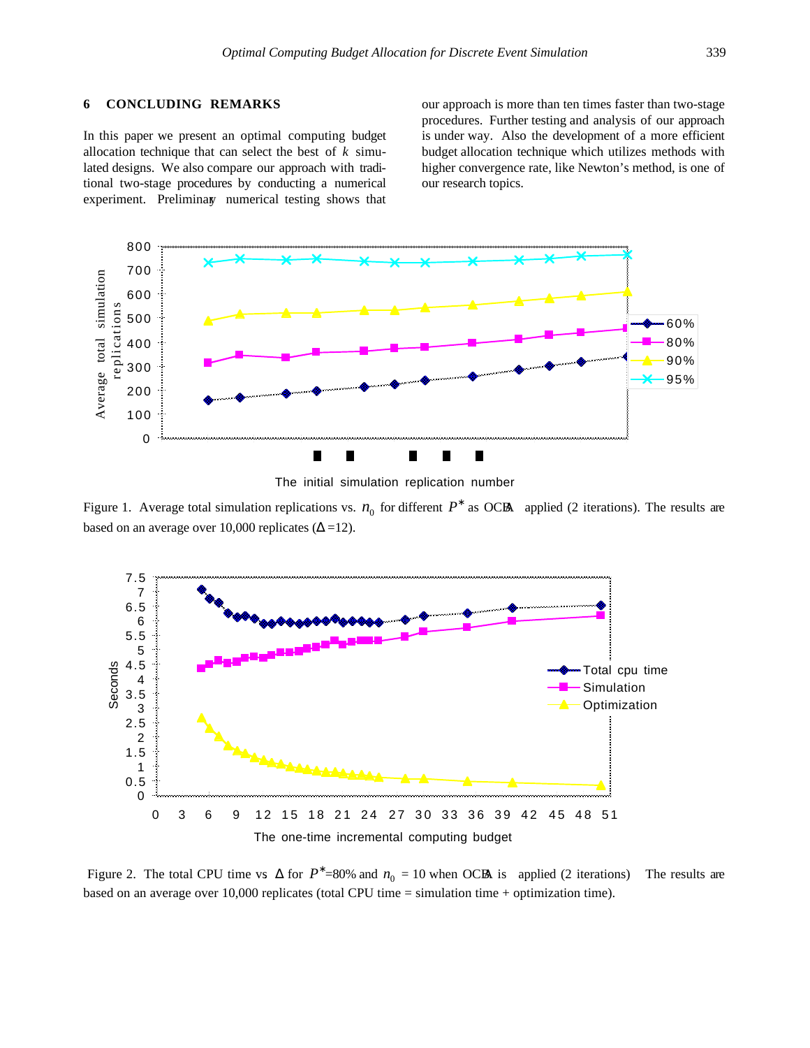## 6 CONCLUDING REMARKS

In this paper we present an optimal computing budget allocation technique that can select the best of $k$ simulated designs. We also compare our approach with traditional two-stage procedures by conducting a numerical experiment. Preliminary numerical testing shows that our approach is more than ten times faster than two-stage procedures. Further testing and analysis of our approach is under way. Also the development of a more efficient budget allocation technique which utilizes methods with higher convergence rate, like Newton's method, is one of our research topics.

Figure 1. Average total simulation replications vs. $n_0$ for different $P^*$ as OCBA applied (2 iterations). The results are based on an average over 10,000 replicates ($\Delta$=12).

Figure 2. The total CPU time vs $\Delta$ for $P^*$=80% and $n_0$ = 10 when OCBA is applied (2 iterations) The results are based on an average over 10,000 replicates (total CPU time = simulation time + optimization time).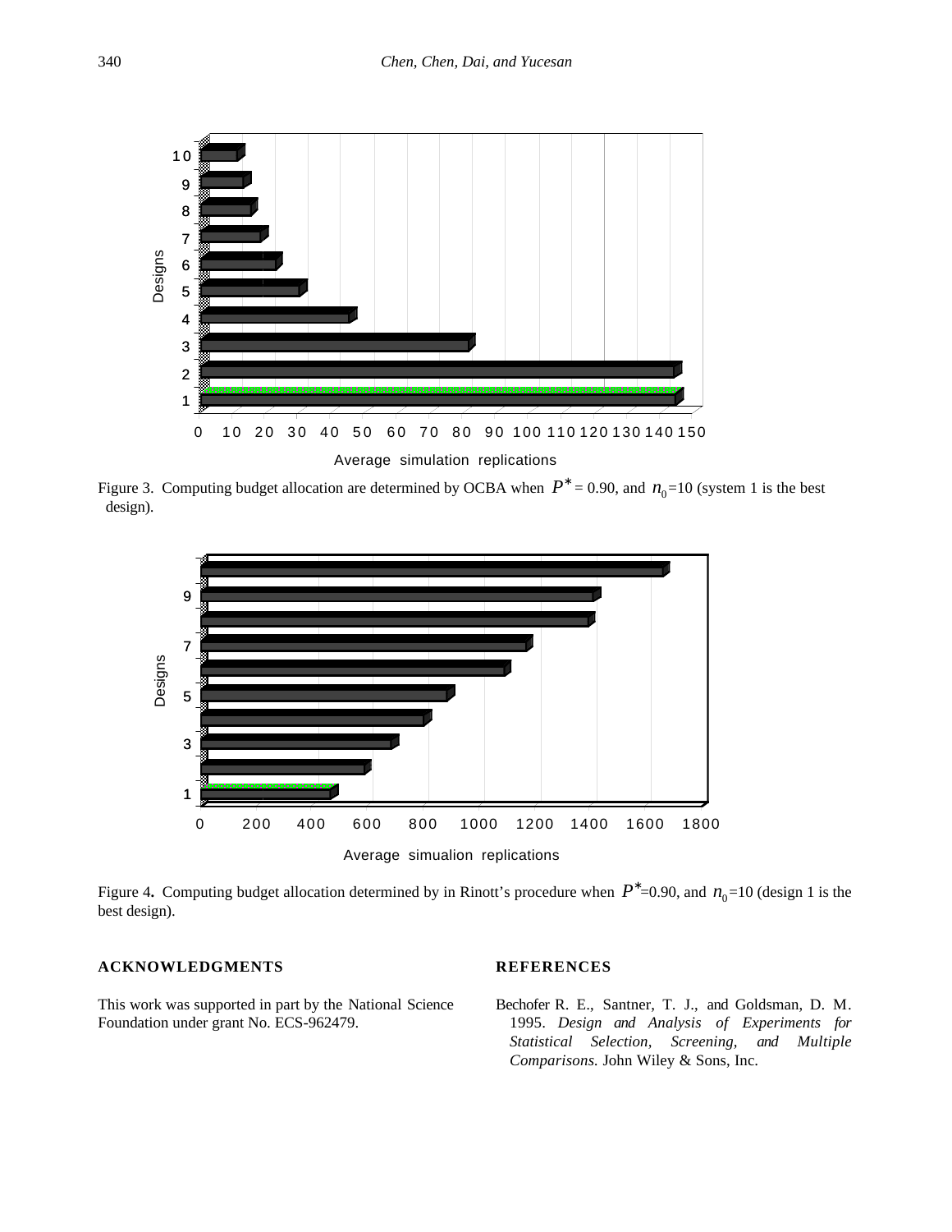Figure 3. Computing budget allocation are determined by OCBA when $P^*$ = 0.90, and $n_0$=10 (system 1 is the best design).

Figure 4. Computing budget allocation determined by in Rinott's procedure when $P^*$=0.90, and $n_0$=10 (design 1 is the best design).

## ACKNOWLEDGMENTS

This work was supported in part by the National Science Foundation under grant No. ECS-962479.

## REFERENCES

Bechofer R. E., Santner, T. J., and Goldsman, D. M. 1995. *Design and Analysis of Experiments for Statistical Selection, Screening, and Multiple Comparisons.* John Wiley & Sons, Inc.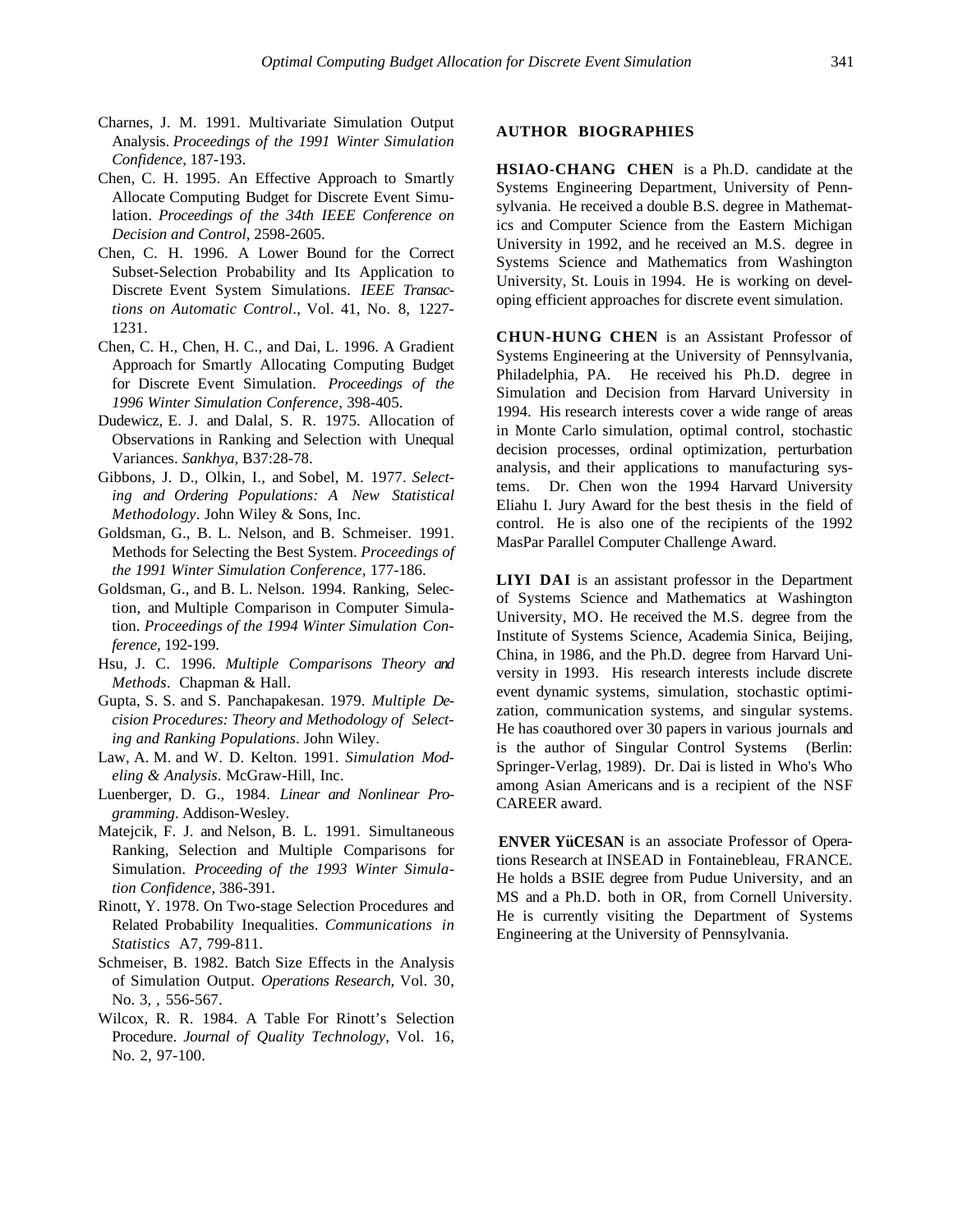Charnes, J. M. 1991. Multivariate Simulation Output Analysis. *Proceedings of the 1991 Winter Simulation Confidence*, 187-193.

Chen, C. H. 1995. An Effective Approach to Smartly Allocate Computing Budget for Discrete Event Simulation. *Proceedings of the 34th IEEE Conference on Decision and Control*, 2598-2605.

Chen, C. H. 1996. A Lower Bound for the Correct Subset-Selection Probability and Its Application to Discrete Event System Simulations. *IEEE Transactions on Automatic Control*., Vol. 41, No. 8, 1227-1231.

Chen, C. H., Chen, H. C., and Dai, L. 1996. A Gradient Approach for Smartly Allocating Computing Budget for Discrete Event Simulation. *Proceedings of the 1996 Winter Simulation Conference*, 398-405.

Dudewicz, E. J. and Dalal, S. R. 1975. Allocation of Observations in Ranking and Selection with Unequal Variances. *Sankhya*, B37:28-78.

Gibbons, J. D., Olkin, I., and Sobel, M. 1977. *Selecting and Ordering Populations: A New Statistical Methodology*. John Wiley & Sons, Inc.

Goldsman, G., B. L. Nelson, and B. Schmeiser. 1991. Methods for Selecting the Best System. *Proceedings of the 1991 Winter Simulation Conference*, 177-186.

Goldsman, G., and B. L. Nelson. 1994. Ranking, Selection, and Multiple Comparison in Computer Simulation. *Proceedings of the 1994 Winter Simulation Conference*, 192-199.

Hsu, J. C. 1996. *Multiple Comparisons Theory and Methods*. Chapman & Hall.

Gupta, S. S. and S. Panchapakesan. 1979. *Multiple Decision Procedures: Theory and Methodology of Selecting and Ranking Populations*. John Wiley.

Law, A. M. and W. D. Kelton. 1991. *Simulation Modeling & Analysis*. McGraw-Hill, Inc.

Luenberger, D. G., 1984. *Linear and Nonlinear Programming*. Addison-Wesley.

Matejcik, F. J. and Nelson, B. L. 1991. Simultaneous Ranking, Selection and Multiple Comparisons for Simulation. *Proceeding of the 1993 Winter Simulation Confidence*, 386-391.

Rinott, Y. 1978. On Two-stage Selection Procedures and Related Probability Inequalities. *Communications in Statistics* A7, 799-811.

Schmeiser, B. 1982. Batch Size Effects in the Analysis of Simulation Output. *Operations Research*, Vol. 30, No. 3, , 556-567.

Wilcox, R. R. 1984. A Table For Rinott's Selection Procedure. *Journal of Quality Technology*, Vol. 16, No. 2, 97-100.

## AUTHOR BIOGRAPHIES

**HSIAO-CHANG CHEN** is a Ph.D. candidate at the Systems Engineering Department, University of Pennsylvania. He received a double B.S. degree in Mathematics and Computer Science from the Eastern Michigan University in 1992, and he received an M.S. degree in Systems Science and Mathematics from Washington University, St. Louis in 1994. He is working on developing efficient approaches for discrete event simulation.

**CHUN-HUNG CHEN** is an Assistant Professor of Systems Engineering at the University of Pennsylvania, Philadelphia, PA. He received his Ph.D. degree in Simulation and Decision from Harvard University in 1994. His research interests cover a wide range of areas in Monte Carlo simulation, optimal control, stochastic decision processes, ordinal optimization, perturbation analysis, and their applications to manufacturing systems. Dr. Chen won the 1994 Harvard University Eliahu I. Jury Award for the best thesis in the field of control. He is also one of the recipients of the 1992 MasPar Parallel Computer Challenge Award.

**LIYI DAI** is an assistant professor in the Department of Systems Science and Mathematics at Washington University, MO. He received the M.S. degree from the Institute of Systems Science, Academia Sinica, Beijing, China, in 1986, and the Ph.D. degree from Harvard University in 1993. His research interests include discrete event dynamic systems, simulation, stochastic optimization, communication systems, and singular systems. He has coauthored over 30 papers in various journals and is the author of Singular Control Systems (Berlin: Springer-Verlag, 1989). Dr. Dai is listed in Who's Who among Asian Americans and is a recipient of the NSF CAREER award.

**ENVER YüCESAN** is an associate Professor of Operations Research at INSEAD in Fontainebleau, FRANCE. He holds a BSIE degree from Pudue University, and an MS and a Ph.D. both in OR, from Cornell University. He is currently visiting the Department of Systems Engineering at the University of Pennsylvania.